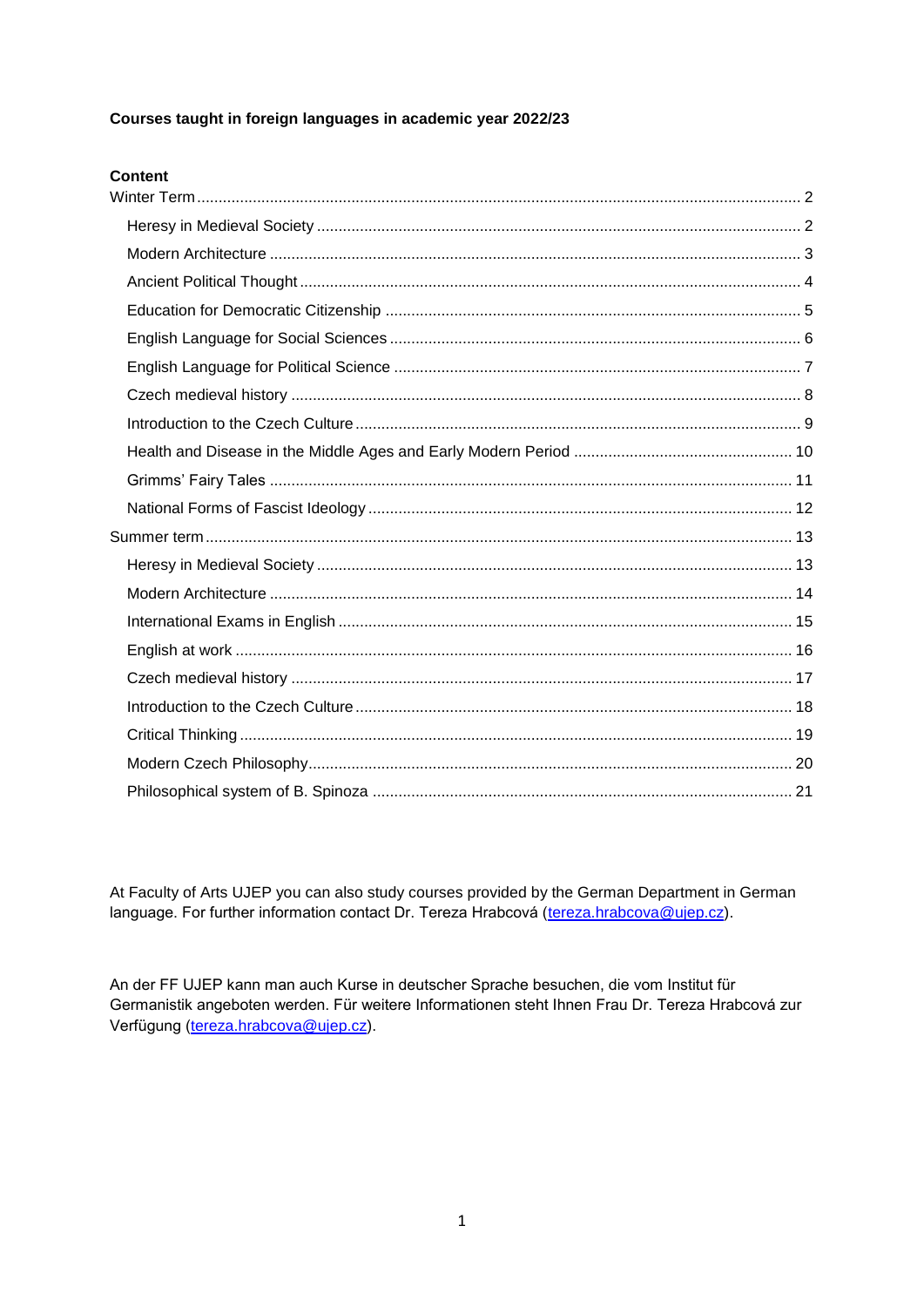**Courses taught in foreign languages in academic year 2022/23**

**Content**

Winter Term ..... 2

- Heresy in Medieval Society ..... 2
- Modern Architecture ..... 3
- Ancient Political Thought ..... 4
- Education for Democratic Citizenship ..... 5
- English Language for Social Sciences ..... 6
- English Language for Political Science ..... 7
- Czech medieval history ..... 8
- Introduction to the Czech Culture ..... 9
- Health and Disease in the Middle Ages and Early Modern Period ..... 10
- Grimms' Fairy Tales ..... 11
- National Forms of Fascist Ideology ..... 12

Summer term ..... 13

- Heresy in Medieval Society ..... 13
- Modern Architecture ..... 14
- International Exams in English ..... 15
- English at work ..... 16
- Czech medieval history ..... 17
- Introduction to the Czech Culture ..... 18
- Critical Thinking ..... 19
- Modern Czech Philosophy ..... 20
- Philosophical system of B. Spinoza ..... 21

At Faculty of Arts UJEP you can also study courses provided by the German Department in German language. For further information contact Dr. Tereza Hrabcová (tereza.hrabcova@ujep.cz).

An der FF UJEP kann man auch Kurse in deutscher Sprache besuchen, die vom Institut für Germanistik angeboten werden. Für weitere Informationen steht Ihnen Frau Dr. Tereza Hrabcová zur Verfügung (tereza.hrabcova@ujep.cz).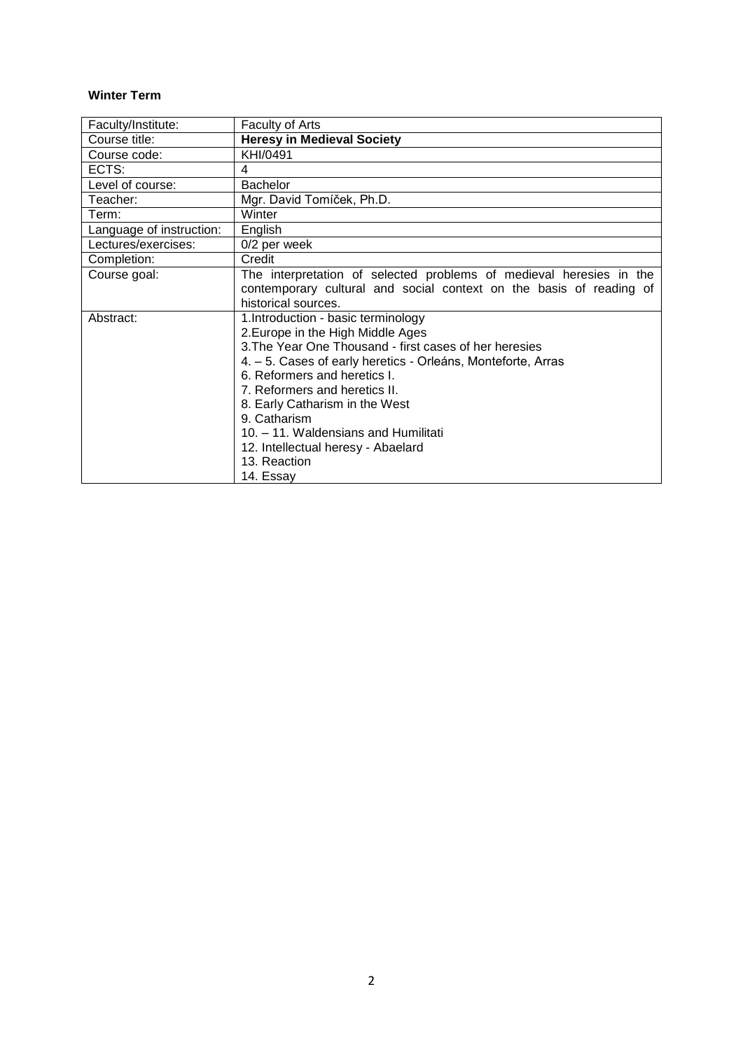**Winter Term**

| | |
|---|---|
| Faculty/Institute: | Faculty of Arts |
| Course title: | **Heresy in Medieval Society** |
| Course code: | KHI/0491 |
| ECTS: | 4 |
| Level of course: | Bachelor |
| Teacher: | Mgr. David Tomíček, Ph.D. |
| Term: | Winter |
| Language of instruction: | English |
| Lectures/exercises: | 0/2 per week |
| Completion: | Credit |
| Course goal: | The interpretation of selected problems of medieval heresies in the contemporary cultural and social context on the basis of reading of historical sources. |
| Abstract: | 1.Introduction - basic terminology<br>2.Europe in the High Middle Ages<br>3.The Year One Thousand - first cases of her heresies<br>4. – 5. Cases of early heretics - Orleáns, Monteforte, Arras<br>6. Reformers and heretics I.<br>7. Reformers and heretics II.<br>8. Early Catharism in the West<br>9. Catharism<br>10. – 11. Waldensians and Humilitati<br>12. Intellectual heresy - Abaelard<br>13. Reaction<br>14. Essay |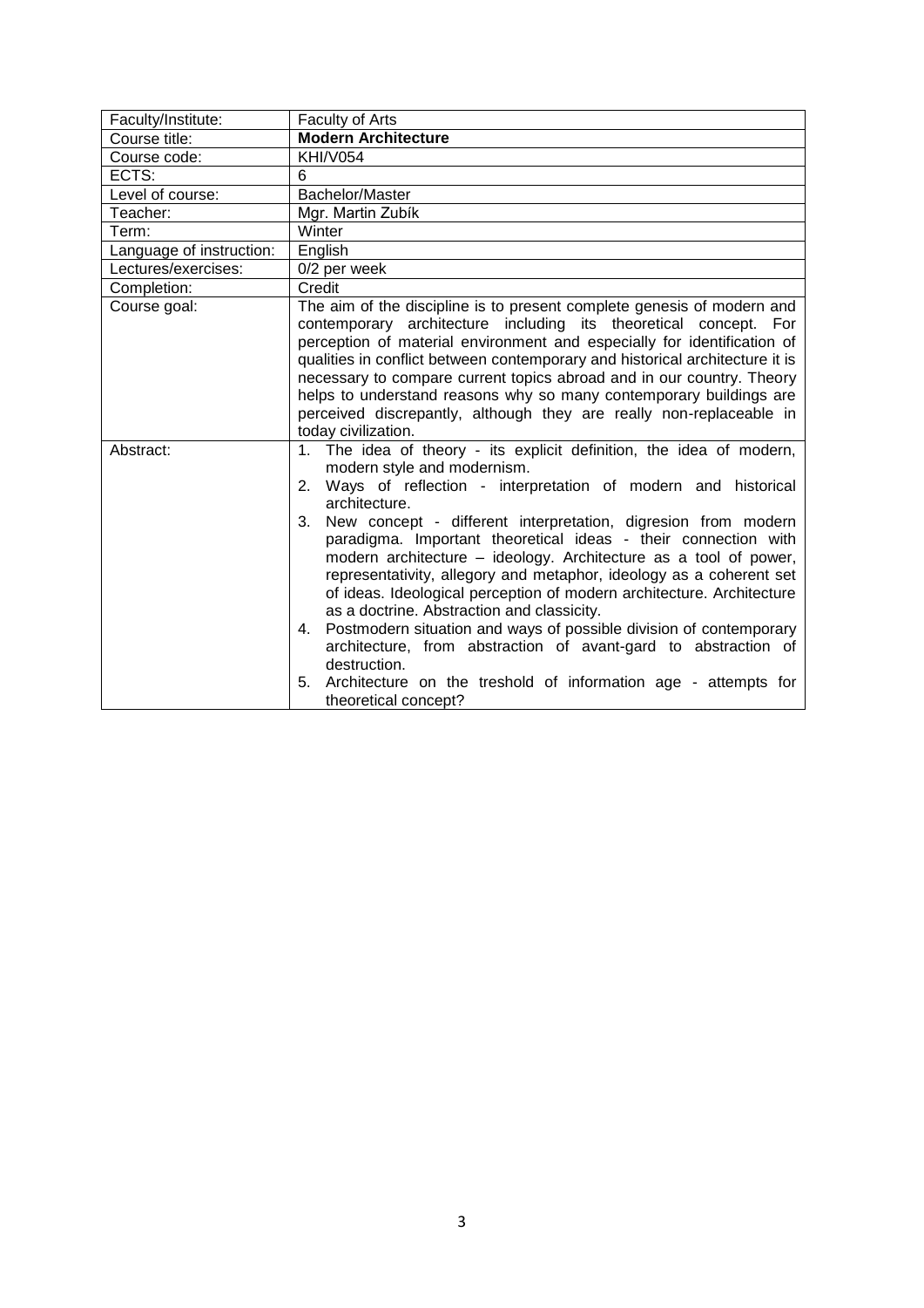| | |
|---|---|
| Faculty/Institute: | Faculty of Arts |
| Course title: | **Modern Architecture** |
| Course code: | KHI/V054 |
| ECTS: | 6 |
| Level of course: | Bachelor/Master |
| Teacher: | Mgr. Martin Zubík |
| Term: | Winter |
| Language of instruction: | English |
| Lectures/exercises: | 0/2 per week |
| Completion: | Credit |
| Course goal: | The aim of the discipline is to present complete genesis of modern and contemporary architecture including its theoretical concept. For perception of material environment and especially for identification of qualities in conflict between contemporary and historical architecture it is necessary to compare current topics abroad and in our country. Theory helps to understand reasons why so many contemporary buildings are perceived discrepantly, although they are really non-replaceable in today civilization. |
| Abstract: | 1. The idea of theory - its explicit definition, the idea of modern, modern style and modernism.<br>2. Ways of reflection - interpretation of modern and historical architecture.<br>3. New concept - different interpretation, digresion from modern paradigma. Important theoretical ideas - their connection with modern architecture – ideology. Architecture as a tool of power, representativity, allegory and metaphor, ideology as a coherent set of ideas. Ideological perception of modern architecture. Architecture as a doctrine. Abstraction and classicity.<br>4. Postmodern situation and ways of possible division of contemporary architecture, from abstraction of avant-gard to abstraction of destruction.<br>5. Architecture on the treshold of information age - attempts for theoretical concept? |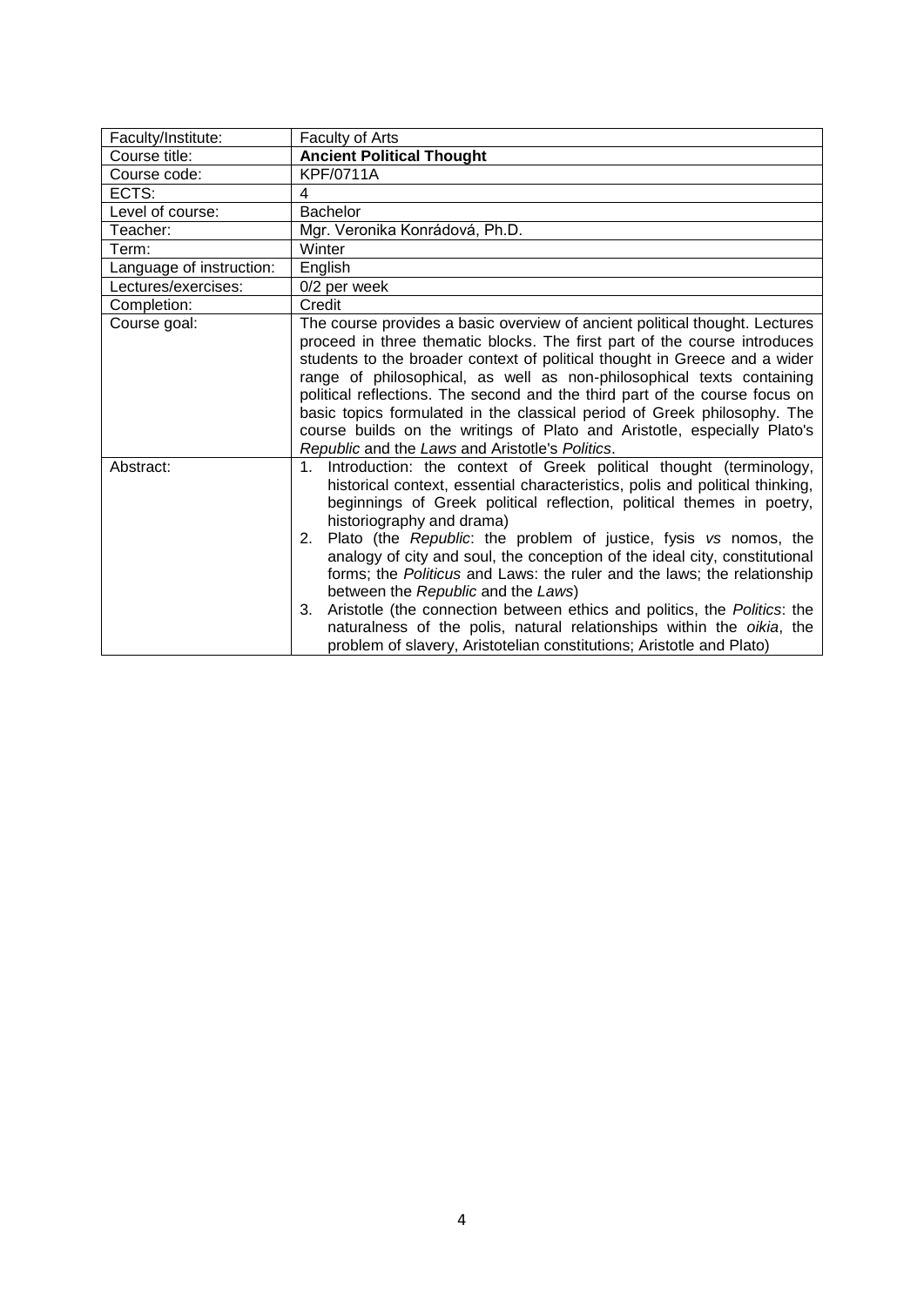| | |
|---|---|
| Faculty/Institute: | Faculty of Arts |
| Course title: | **Ancient Political Thought** |
| Course code: | KPF/0711A |
| ECTS: | 4 |
| Level of course: | Bachelor |
| Teacher: | Mgr. Veronika Konrádová, Ph.D. |
| Term: | Winter |
| Language of instruction: | English |
| Lectures/exercises: | 0/2 per week |
| Completion: | Credit |
| Course goal: | The course provides a basic overview of ancient political thought. Lectures proceed in three thematic blocks. The first part of the course introduces students to the broader context of political thought in Greece and a wider range of philosophical, as well as non-philosophical texts containing political reflections. The second and the third part of the course focus on basic topics formulated in the classical period of Greek philosophy. The course builds on the writings of Plato and Aristotle, especially Plato's *Republic* and the *Laws* and Aristotle's *Politics*. |
| Abstract: | 1. Introduction: the context of Greek political thought (terminology, historical context, essential characteristics, polis and political thinking, beginnings of Greek political reflection, political themes in poetry, historiography and drama)<br>2. Plato (the *Republic*: the problem of justice, fysis *vs* nomos, the analogy of city and soul, the conception of the ideal city, constitutional forms; the *Politicus* and Laws: the ruler and the laws; the relationship between the *Republic* and the *Laws*)<br>3. Aristotle (the connection between ethics and politics, the *Politics*: the naturalness of the polis, natural relationships within the *oikia*, the problem of slavery, Aristotelian constitutions; Aristotle and Plato) |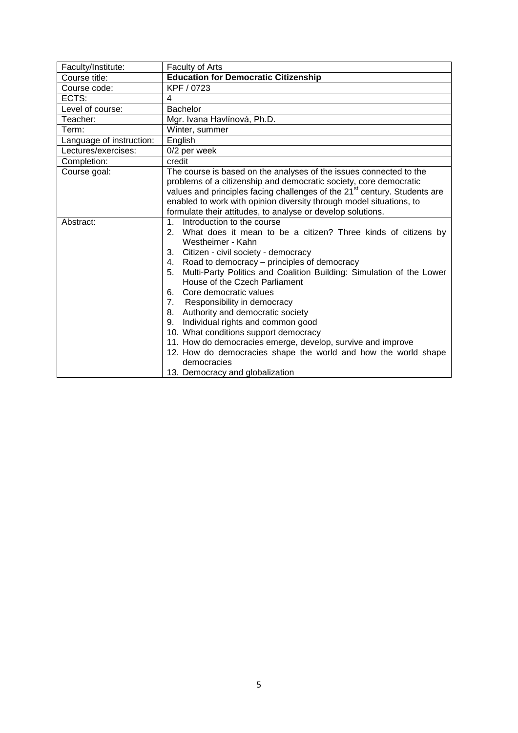| | |
|---|---|
| Faculty/Institute: | Faculty of Arts |
| Course title: | **Education for Democratic Citizenship** |
| Course code: | KPF / 0723 |
| ECTS: | 4 |
| Level of course: | Bachelor |
| Teacher: | Mgr. Ivana Havlínová, Ph.D. |
| Term: | Winter, summer |
| Language of instruction: | English |
| Lectures/exercises: | 0/2 per week |
| Completion: | credit |
| Course goal: | The course is based on the analyses of the issues connected to the problems of a citizenship and democratic society, core democratic values and principles facing challenges of the 21st century. Students are enabled to work with opinion diversity through model situations, to formulate their attitudes, to analyse or develop solutions. |
| Abstract: | 1. Introduction to the course<br>2. What does it mean to be a citizen? Three kinds of citizens by Westheimer - Kahn<br>3. Citizen - civil society - democracy<br>4. Road to democracy – principles of democracy<br>5. Multi-Party Politics and Coalition Building: Simulation of the Lower House of the Czech Parliament<br>6. Core democratic values<br>7. Responsibility in democracy<br>8. Authority and democratic society<br>9. Individual rights and common good<br>10. What conditions support democracy<br>11. How do democracies emerge, develop, survive and improve<br>12. How do democracies shape the world and how the world shape democracies<br>13. Democracy and globalization |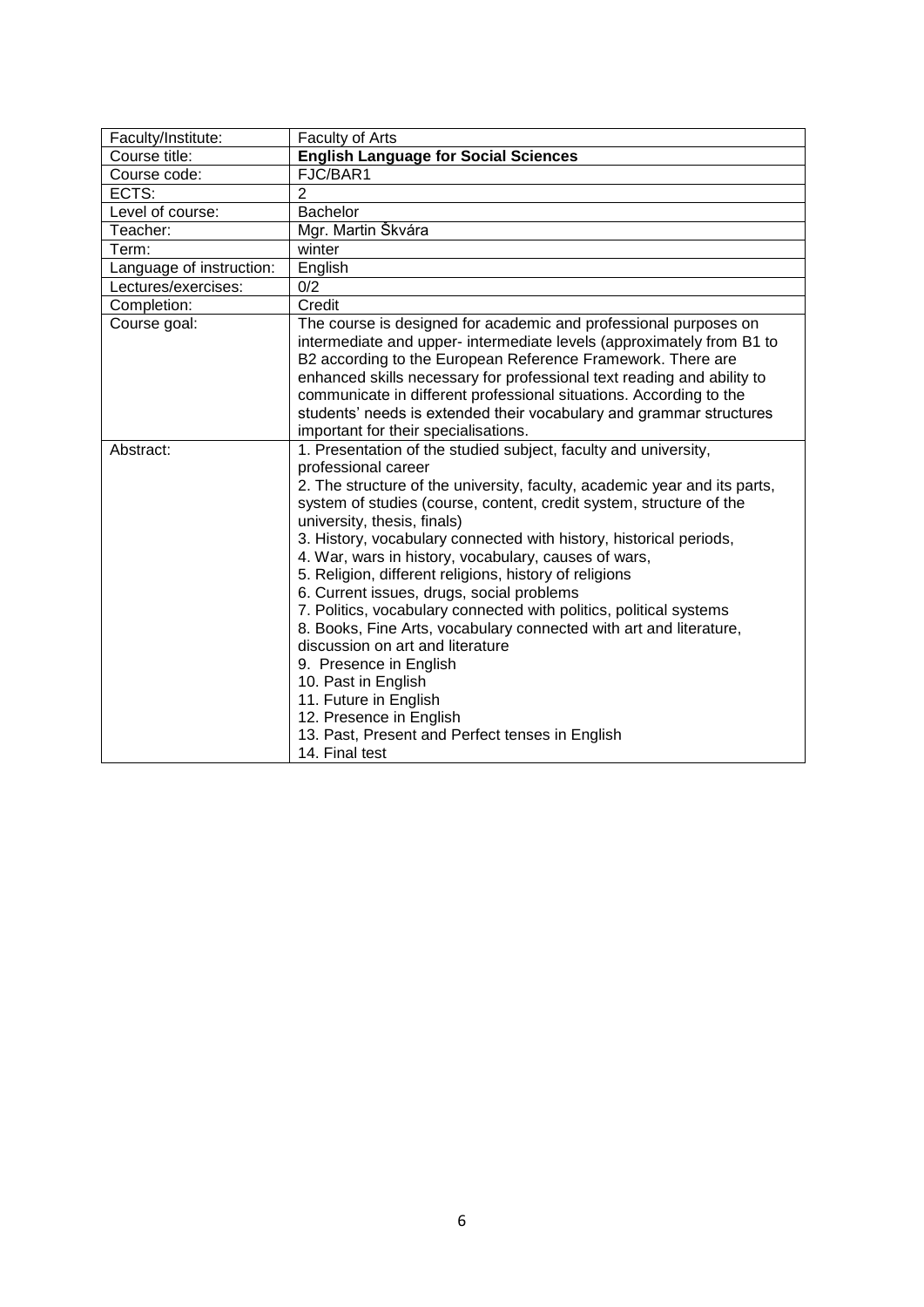| | |
|---|---|
| Faculty/Institute: | Faculty of Arts |
| Course title: | **English Language for Social Sciences** |
| Course code: | FJC/BAR1 |
| ECTS: | 2 |
| Level of course: | Bachelor |
| Teacher: | Mgr. Martin Škvára |
| Term: | winter |
| Language of instruction: | English |
| Lectures/exercises: | 0/2 |
| Completion: | Credit |
| Course goal: | The course is designed for academic and professional purposes on intermediate and upper- intermediate levels (approximately from B1 to B2 according to the European Reference Framework. There are enhanced skills necessary for professional text reading and ability to communicate in different professional situations. According to the students' needs is extended their vocabulary and grammar structures important for their specialisations. |
| Abstract: | 1. Presentation of the studied subject, faculty and university, professional career<br>2. The structure of the university, faculty, academic year and its parts, system of studies (course, content, credit system, structure of the university, thesis, finals)<br>3. History, vocabulary connected with history, historical periods,<br>4. War, wars in history, vocabulary, causes of wars,<br>5. Religion, different religions, history of religions<br>6. Current issues, drugs, social problems<br>7. Politics, vocabulary connected with politics, political systems<br>8. Books, Fine Arts, vocabulary connected with art and literature, discussion on art and literature<br>9. Presence in English<br>10. Past in English<br>11. Future in English<br>12. Presence in English<br>13. Past, Present and Perfect tenses in English<br>14. Final test |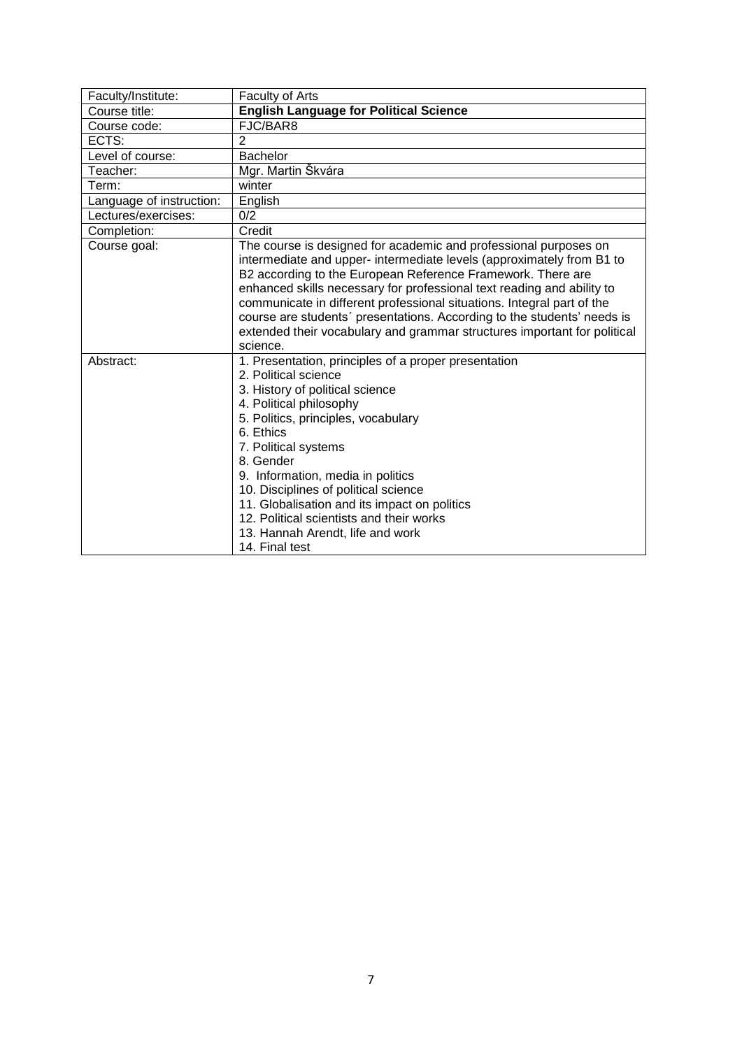| | |
|---|---|
| Faculty/Institute: | Faculty of Arts |
| Course title: | **English Language for Political Science** |
| Course code: | FJC/BAR8 |
| ECTS: | 2 |
| Level of course: | Bachelor |
| Teacher: | Mgr. Martin Škvára |
| Term: | winter |
| Language of instruction: | English |
| Lectures/exercises: | 0/2 |
| Completion: | Credit |
| Course goal: | The course is designed for academic and professional purposes on intermediate and upper- intermediate levels (approximately from B1 to B2 according to the European Reference Framework. There are enhanced skills necessary for professional text reading and ability to communicate in different professional situations. Integral part of the course are students´ presentations. According to the students' needs is extended their vocabulary and grammar structures important for political science. |
| Abstract: | 1. Presentation, principles of a proper presentation<br>2. Political science<br>3. History of political science<br>4. Political philosophy<br>5. Politics, principles, vocabulary<br>6. Ethics<br>7. Political systems<br>8. Gender<br>9. Information, media in politics<br>10. Disciplines of political science<br>11. Globalisation and its impact on politics<br>12. Political scientists and their works<br>13. Hannah Arendt, life and work<br>14. Final test |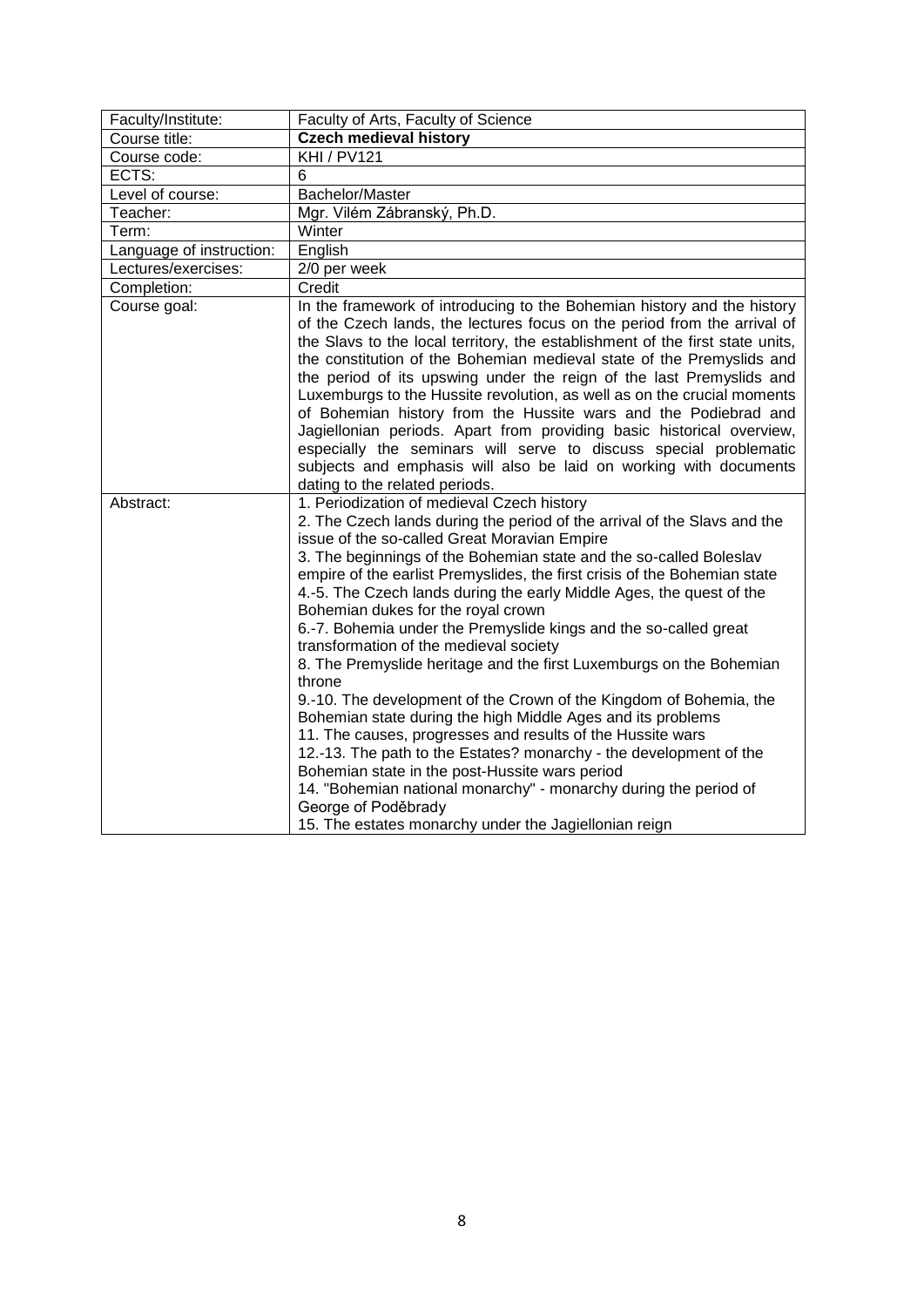| | |
|---|---|
| Faculty/Institute: | Faculty of Arts, Faculty of Science |
| Course title: | **Czech medieval history** |
| Course code: | KHI / PV121 |
| ECTS: | 6 |
| Level of course: | Bachelor/Master |
| Teacher: | Mgr. Vilém Zábranský, Ph.D. |
| Term: | Winter |
| Language of instruction: | English |
| Lectures/exercises: | 2/0 per week |
| Completion: | Credit |
| Course goal: | In the framework of introducing to the Bohemian history and the history of the Czech lands, the lectures focus on the period from the arrival of the Slavs to the local territory, the establishment of the first state units, the constitution of the Bohemian medieval state of the Premyslids and the period of its upswing under the reign of the last Premyslids and Luxemburgs to the Hussite revolution, as well as on the crucial moments of Bohemian history from the Hussite wars and the Podiebrad and Jagiellonian periods. Apart from providing basic historical overview, especially the seminars will serve to discuss special problematic subjects and emphasis will also be laid on working with documents dating to the related periods. |
| Abstract: | 1. Periodization of medieval Czech history<br>2. The Czech lands during the period of the arrival of the Slavs and the issue of the so-called Great Moravian Empire<br>3. The beginnings of the Bohemian state and the so-called Boleslav empire of the earlist Premyslides, the first crisis of the Bohemian state<br>4.-5. The Czech lands during the early Middle Ages, the quest of the Bohemian dukes for the royal crown<br>6.-7. Bohemia under the Premyslide kings and the so-called great transformation of the medieval society<br>8. The Premyslide heritage and the first Luxemburgs on the Bohemian throne<br>9.-10. The development of the Crown of the Kingdom of Bohemia, the Bohemian state during the high Middle Ages and its problems<br>11. The causes, progresses and results of the Hussite wars<br>12.-13. The path to the Estates? monarchy - the development of the Bohemian state in the post-Hussite wars period<br>14. "Bohemian national monarchy" - monarchy during the period of George of Poděbrady<br>15. The estates monarchy under the Jagiellonian reign |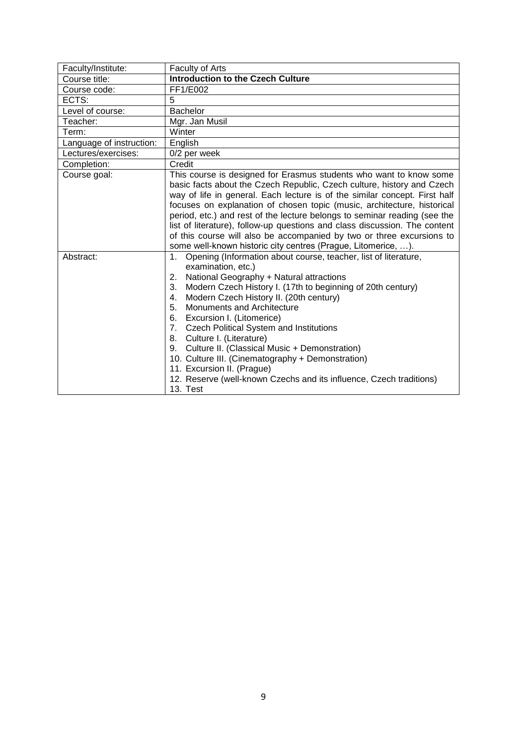| Faculty/Institute: | Faculty of Arts |
|---|---|
| Course title: | **Introduction to the Czech Culture** |
| Course code: | FF1/E002 |
| ECTS: | 5 |
| Level of course: | Bachelor |
| Teacher: | Mgr. Jan Musil |
| Term: | Winter |
| Language of instruction: | English |
| Lectures/exercises: | 0/2 per week |
| Completion: | Credit |
| Course goal: | This course is designed for Erasmus students who want to know some basic facts about the Czech Republic, Czech culture, history and Czech way of life in general. Each lecture is of the similar concept. First half focuses on explanation of chosen topic (music, architecture, historical period, etc.) and rest of the lecture belongs to seminar reading (see the list of literature), follow-up questions and class discussion. The content of this course will also be accompanied by two or three excursions to some well-known historic city centres (Prague, Litomerice, …). |
| Abstract: | 1. Opening (Information about course, teacher, list of literature, examination, etc.)<br>2. National Geography + Natural attractions<br>3. Modern Czech History I. (17th to beginning of 20th century)<br>4. Modern Czech History II. (20th century)<br>5. Monuments and Architecture<br>6. Excursion I. (Litomerice)<br>7. Czech Political System and Institutions<br>8. Culture I. (Literature)<br>9. Culture II. (Classical Music + Demonstration)<br>10. Culture III. (Cinematography + Demonstration)<br>11. Excursion II. (Prague)<br>12. Reserve (well-known Czechs and its influence, Czech traditions)<br>13. Test |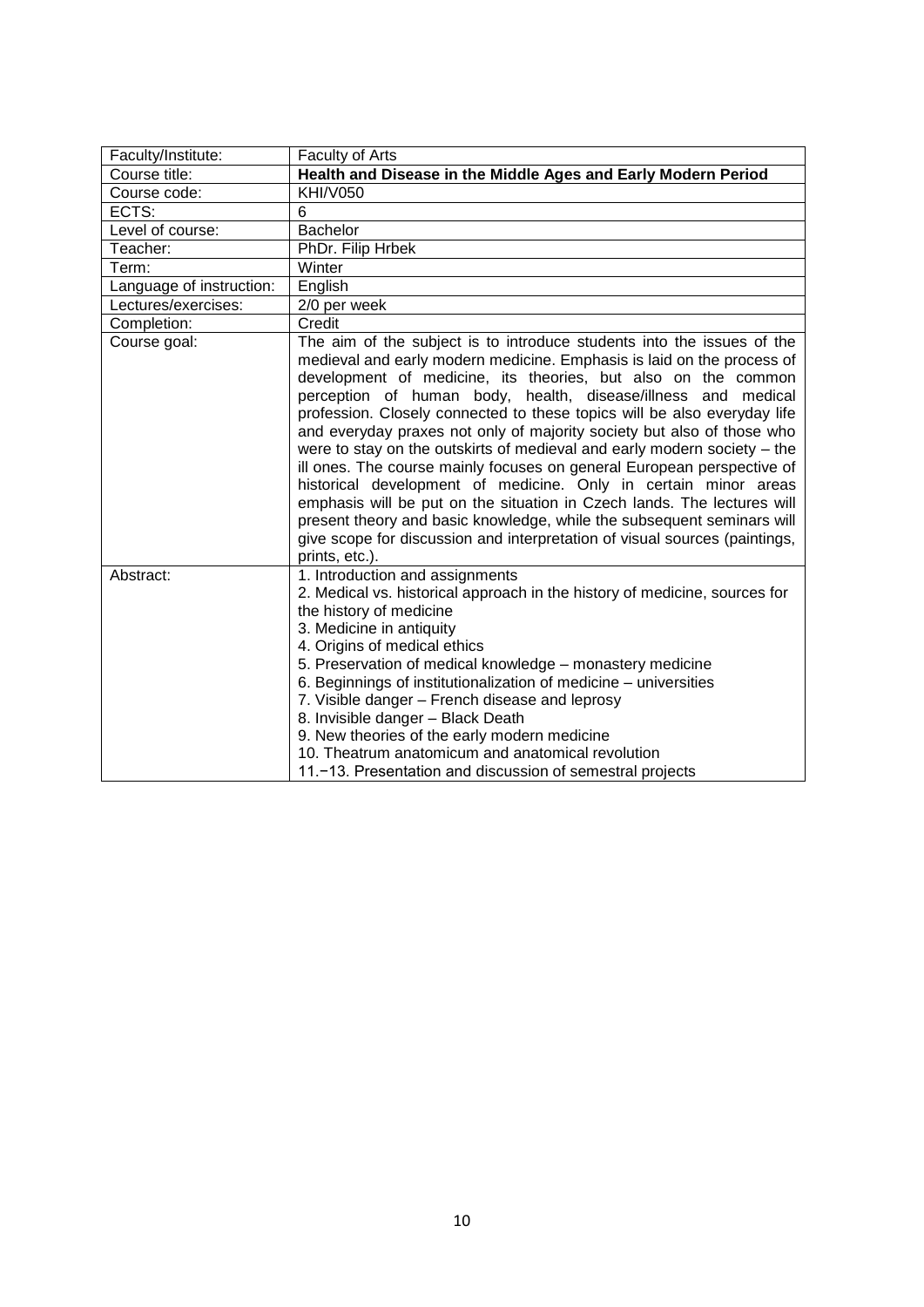| | |
|---|---|
| Faculty/Institute: | Faculty of Arts |
| Course title: | **Health and Disease in the Middle Ages and Early Modern Period** |
| Course code: | KHI/V050 |
| ECTS: | 6 |
| Level of course: | Bachelor |
| Teacher: | PhDr. Filip Hrbek |
| Term: | Winter |
| Language of instruction: | English |
| Lectures/exercises: | 2/0 per week |
| Completion: | Credit |
| Course goal: | The aim of the subject is to introduce students into the issues of the medieval and early modern medicine. Emphasis is laid on the process of development of medicine, its theories, but also on the common perception of human body, health, disease/illness and medical profession. Closely connected to these topics will be also everyday life and everyday praxes not only of majority society but also of those who were to stay on the outskirts of medieval and early modern society – the ill ones. The course mainly focuses on general European perspective of historical development of medicine. Only in certain minor areas emphasis will be put on the situation in Czech lands. The lectures will present theory and basic knowledge, while the subsequent seminars will give scope for discussion and interpretation of visual sources (paintings, prints, etc.). |
| Abstract: | 1. Introduction and assignments<br>2. Medical vs. historical approach in the history of medicine, sources for the history of medicine<br>3. Medicine in antiquity<br>4. Origins of medical ethics<br>5. Preservation of medical knowledge – monastery medicine<br>6. Beginnings of institutionalization of medicine – universities<br>7. Visible danger – French disease and leprosy<br>8. Invisible danger – Black Death<br>9. New theories of the early modern medicine<br>10. Theatrum anatomicum and anatomical revolution<br>11.−13. Presentation and discussion of semestral projects |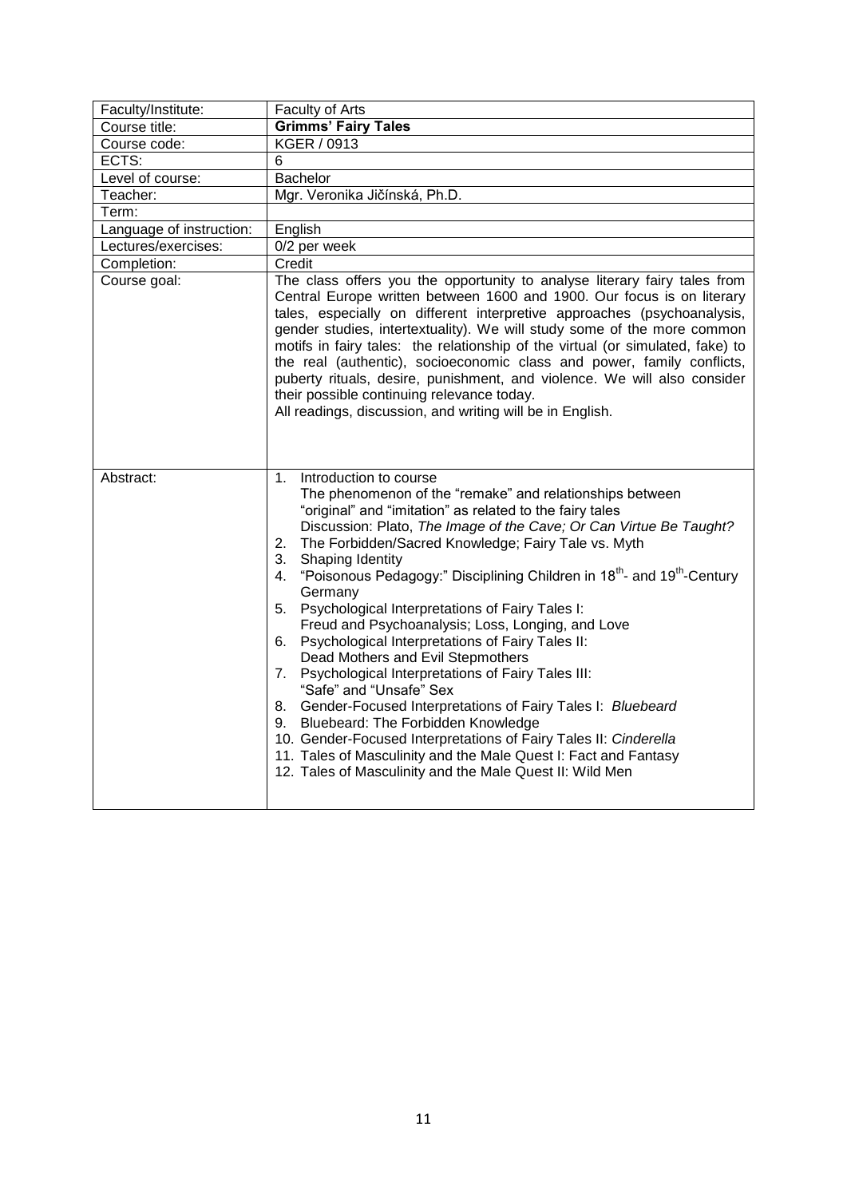| Faculty/Institute: | Faculty of Arts |
| --- | --- |
| Course title: | **Grimms' Fairy Tales** |
| Course code: | KGER / 0913 |
| ECTS: | 6 |
| Level of course: | Bachelor |
| Teacher: | Mgr. Veronika Jičínská, Ph.D. |
| Term: | |
| Language of instruction: | English |
| Lectures/exercises: | 0/2 per week |
| Completion: | Credit |
| Course goal: | The class offers you the opportunity to analyse literary fairy tales from Central Europe written between 1600 and 1900. Our focus is on literary tales, especially on different interpretive approaches (psychoanalysis, gender studies, intertextuality). We will study some of the more common motifs in fairy tales: the relationship of the virtual (or simulated, fake) to the real (authentic), socioeconomic class and power, family conflicts, puberty rituals, desire, punishment, and violence. We will also consider their possible continuing relevance today.<br>All readings, discussion, and writing will be in English. |
| Abstract: | 1. Introduction to course<br>The phenomenon of the "remake" and relationships between "original" and "imitation" as related to the fairy tales<br>Discussion: Plato, *The Image of the Cave; Or Can Virtue Be Taught?*<br>2. The Forbidden/Sacred Knowledge; Fairy Tale vs. Myth<br>3. Shaping Identity<br>4. "Poisonous Pedagogy:" Disciplining Children in 18th- and 19th-Century Germany<br>5. Psychological Interpretations of Fairy Tales I:<br>Freud and Psychoanalysis; Loss, Longing, and Love<br>6. Psychological Interpretations of Fairy Tales II:<br>Dead Mothers and Evil Stepmothers<br>7. Psychological Interpretations of Fairy Tales III:<br>"Safe" and "Unsafe" Sex<br>8. Gender-Focused Interpretations of Fairy Tales I: *Bluebeard*<br>9. Bluebeard: The Forbidden Knowledge<br>10. Gender-Focused Interpretations of Fairy Tales II: *Cinderella*<br>11. Tales of Masculinity and the Male Quest I: Fact and Fantasy<br>12. Tales of Masculinity and the Male Quest II: Wild Men |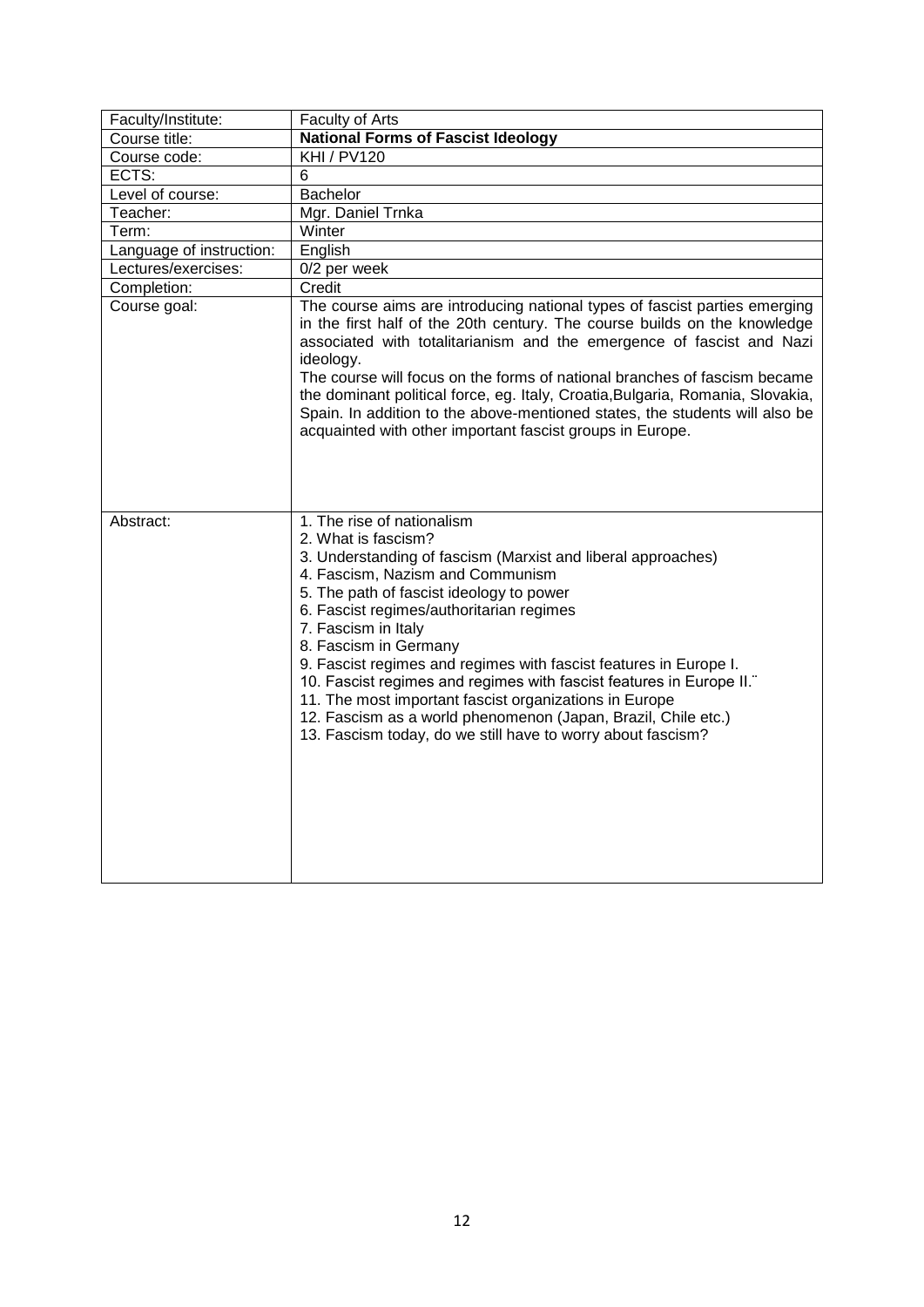| | |
|---|---|
| Faculty/Institute: | Faculty of Arts |
| Course title: | **National Forms of Fascist Ideology** |
| Course code: | KHI / PV120 |
| ECTS: | 6 |
| Level of course: | Bachelor |
| Teacher: | Mgr. Daniel Trnka |
| Term: | Winter |
| Language of instruction: | English |
| Lectures/exercises: | 0/2 per week |
| Completion: | Credit |
| Course goal: | The course aims are introducing national types of fascist parties emerging in the first half of the 20th century. The course builds on the knowledge associated with totalitarianism and the emergence of fascist and Nazi ideology.<br>The course will focus on the forms of national branches of fascism became the dominant political force, eg. Italy, Croatia,Bulgaria, Romania, Slovakia, Spain. In addition to the above-mentioned states, the students will also be acquainted with other important fascist groups in Europe. |
| Abstract: | 1. The rise of nationalism<br>2. What is fascism?<br>3. Understanding of fascism (Marxist and liberal approaches)<br>4. Fascism, Nazism and Communism<br>5. The path of fascist ideology to power<br>6. Fascist regimes/authoritarian regimes<br>7. Fascism in Italy<br>8. Fascism in Germany<br>9. Fascist regimes and regimes with fascist features in Europe I.<br>10. Fascist regimes and regimes with fascist features in Europe II.¨<br>11. The most important fascist organizations in Europe<br>12. Fascism as a world phenomenon (Japan, Brazil, Chile etc.)<br>13. Fascism today, do we still have to worry about fascism? |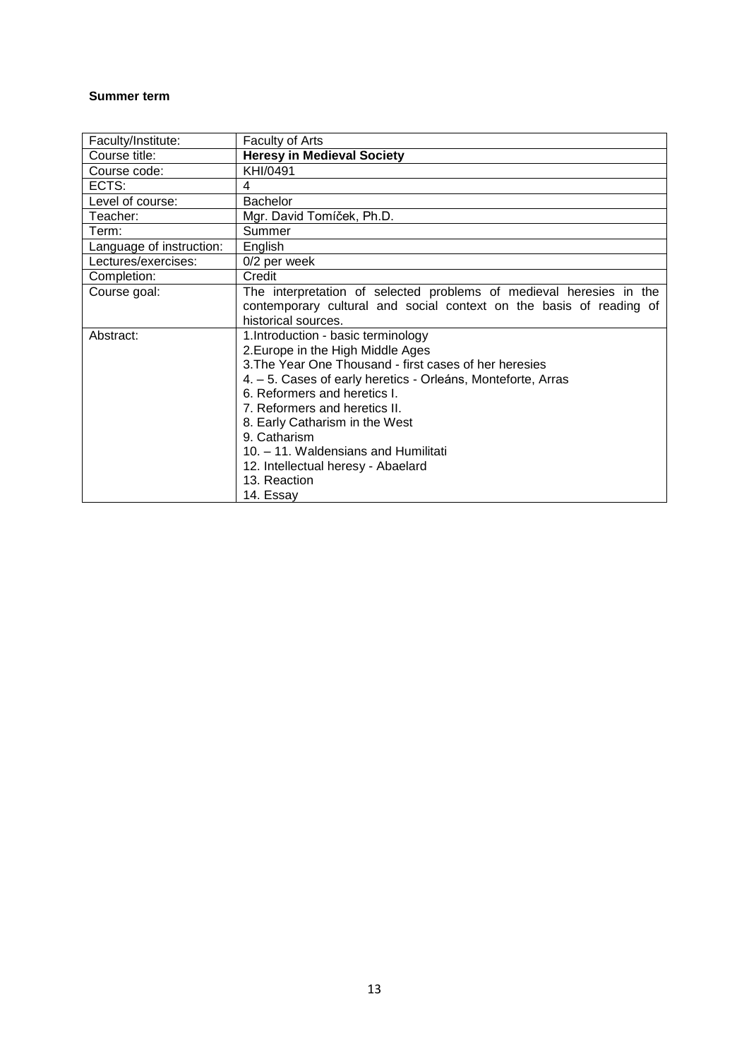**Summer term**

| | |
|---|---|
| Faculty/Institute: | Faculty of Arts |
| Course title: | **Heresy in Medieval Society** |
| Course code: | KHI/0491 |
| ECTS: | 4 |
| Level of course: | Bachelor |
| Teacher: | Mgr. David Tomíček, Ph.D. |
| Term: | Summer |
| Language of instruction: | English |
| Lectures/exercises: | 0/2 per week |
| Completion: | Credit |
| Course goal: | The interpretation of selected problems of medieval heresies in the contemporary cultural and social context on the basis of reading of historical sources. |
| Abstract: | 1.Introduction - basic terminology<br>2.Europe in the High Middle Ages<br>3.The Year One Thousand - first cases of her heresies<br>4. – 5. Cases of early heretics - Orleáns, Monteforte, Arras<br>6. Reformers and heretics I.<br>7. Reformers and heretics II.<br>8. Early Catharism in the West<br>9. Catharism<br>10. – 11. Waldensians and Humilitati<br>12. Intellectual heresy - Abaelard<br>13. Reaction<br>14. Essay |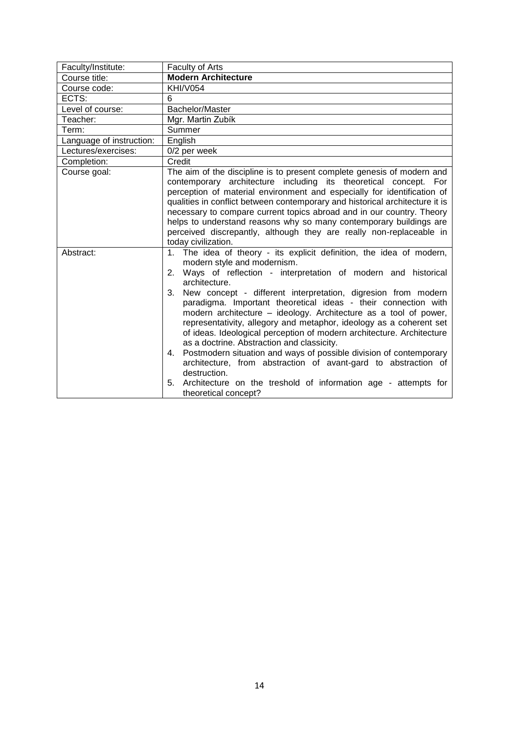| | |
|---|---|
| Faculty/Institute: | Faculty of Arts |
| Course title: | **Modern Architecture** |
| Course code: | KHI/V054 |
| ECTS: | 6 |
| Level of course: | Bachelor/Master |
| Teacher: | Mgr. Martin Zubík |
| Term: | Summer |
| Language of instruction: | English |
| Lectures/exercises: | 0/2 per week |
| Completion: | Credit |
| Course goal: | The aim of the discipline is to present complete genesis of modern and contemporary architecture including its theoretical concept. For perception of material environment and especially for identification of qualities in conflict between contemporary and historical architecture it is necessary to compare current topics abroad and in our country. Theory helps to understand reasons why so many contemporary buildings are perceived discrepantly, although they are really non-replaceable in today civilization. |
| Abstract: | 1. The idea of theory - its explicit definition, the idea of modern, modern style and modernism.<br>2. Ways of reflection - interpretation of modern and historical architecture.<br>3. New concept - different interpretation, digresion from modern paradigma. Important theoretical ideas - their connection with modern architecture – ideology. Architecture as a tool of power, representativity, allegory and metaphor, ideology as a coherent set of ideas. Ideological perception of modern architecture. Architecture as a doctrine. Abstraction and classicity.<br>4. Postmodern situation and ways of possible division of contemporary architecture, from abstraction of avant-gard to abstraction of destruction.<br>5. Architecture on the treshold of information age - attempts for theoretical concept? |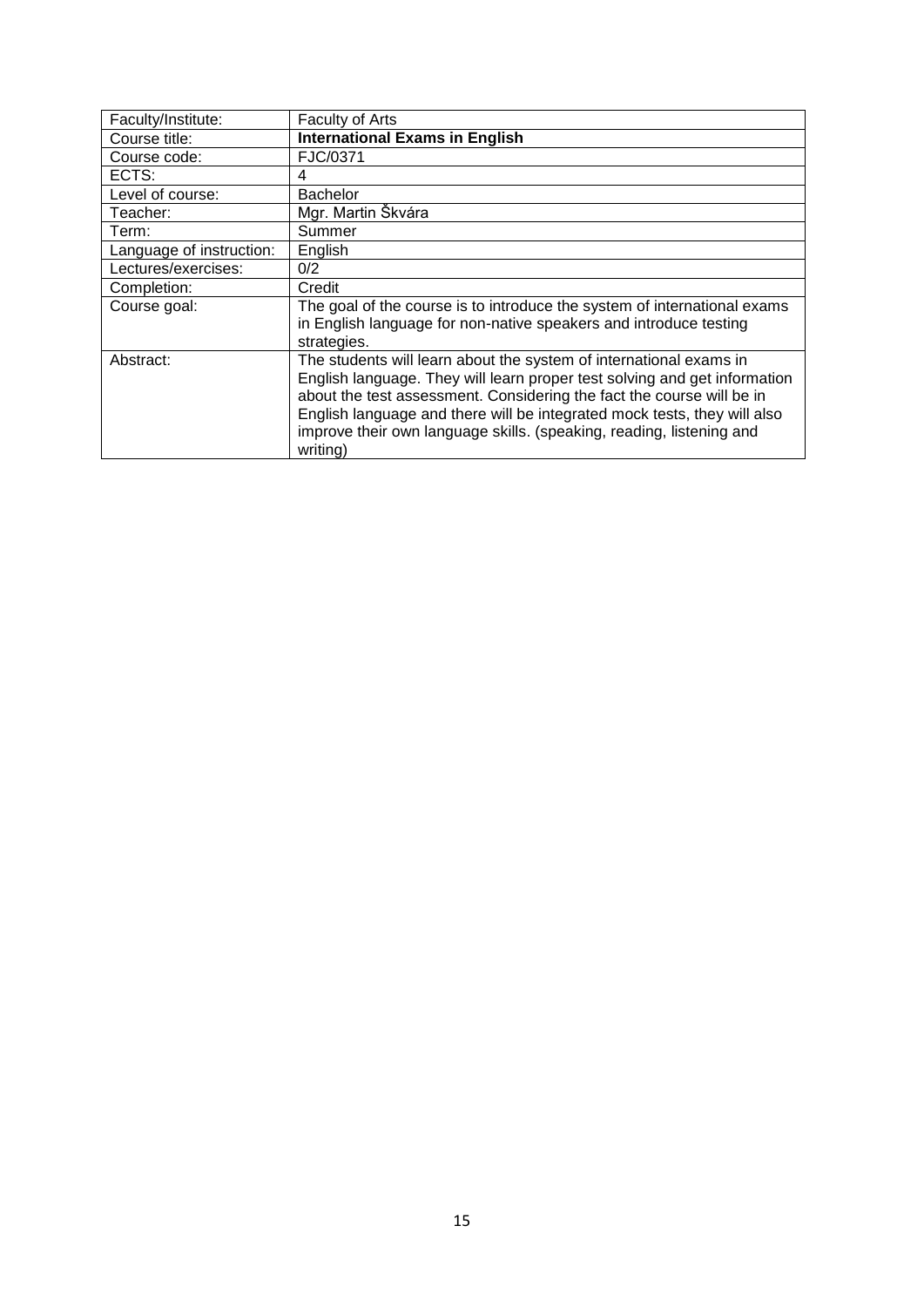| | |
|---|---|
| Faculty/Institute: | Faculty of Arts |
| Course title: | **International Exams in English** |
| Course code: | FJC/0371 |
| ECTS: | 4 |
| Level of course: | Bachelor |
| Teacher: | Mgr. Martin Škvára |
| Term: | Summer |
| Language of instruction: | English |
| Lectures/exercises: | 0/2 |
| Completion: | Credit |
| Course goal: | The goal of the course is to introduce the system of international exams in English language for non-native speakers and introduce testing strategies. |
| Abstract: | The students will learn about the system of international exams in English language. They will learn proper test solving and get information about the test assessment. Considering the fact the course will be in English language and there will be integrated mock tests, they will also improve their own language skills. (speaking, reading, listening and writing) |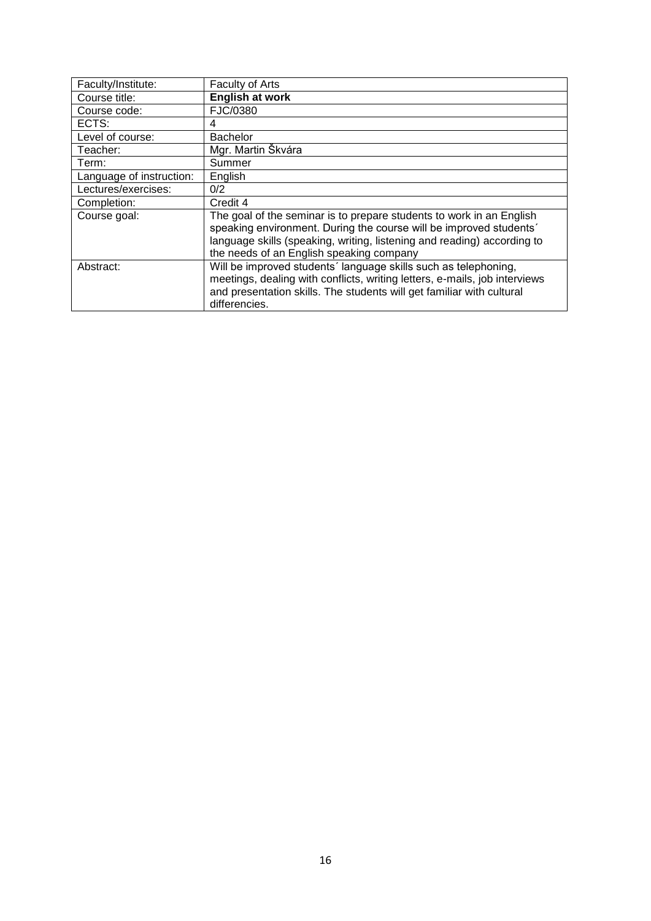| | |
|---|---|
| Faculty/Institute: | Faculty of Arts |
| Course title: | **English at work** |
| Course code: | FJC/0380 |
| ECTS: | 4 |
| Level of course: | Bachelor |
| Teacher: | Mgr. Martin Škvára |
| Term: | Summer |
| Language of instruction: | English |
| Lectures/exercises: | 0/2 |
| Completion: | Credit 4 |
| Course goal: | The goal of the seminar is to prepare students to work in an English speaking environment. During the course will be improved students´ language skills (speaking, writing, listening and reading) according to the needs of an English speaking company |
| Abstract: | Will be improved students´ language skills such as telephoning, meetings, dealing with conflicts, writing letters, e-mails, job interviews and presentation skills. The students will get familiar with cultural differencies. |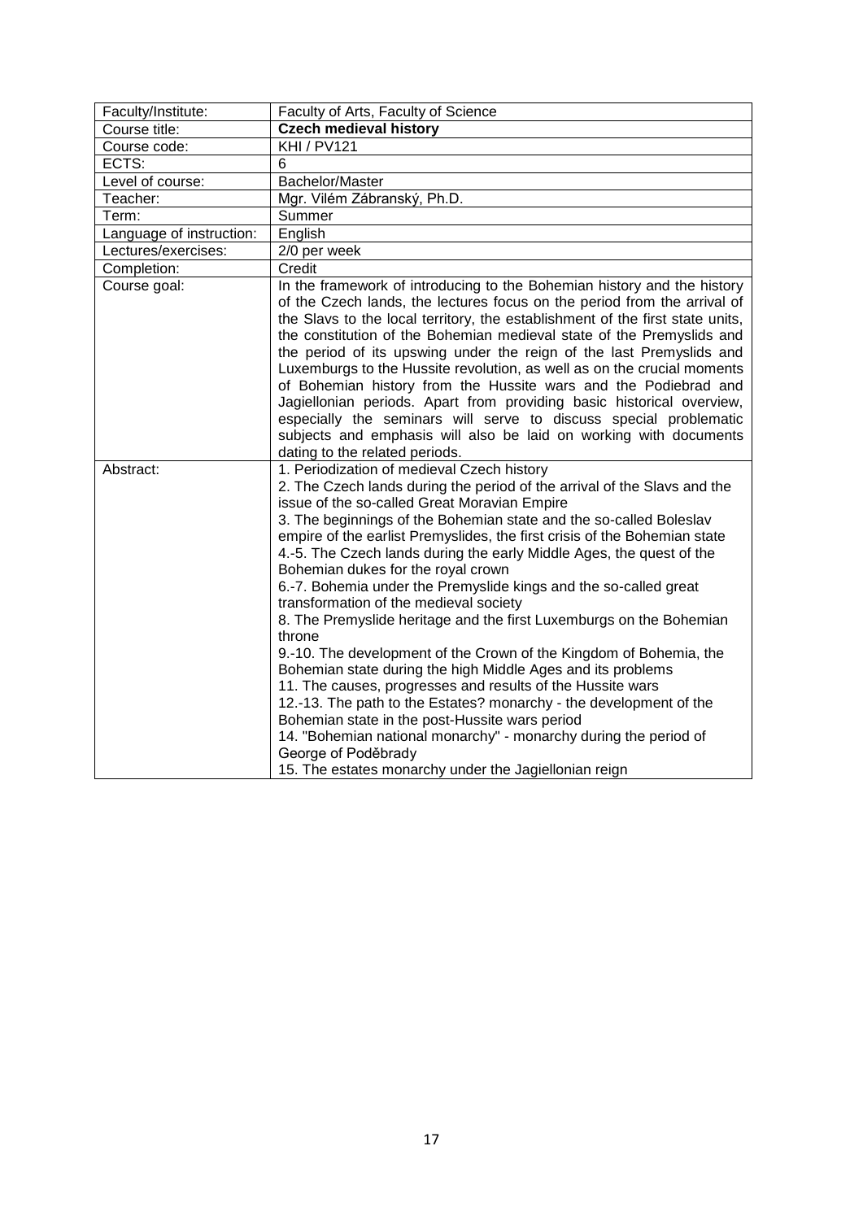| | |
|---|---|
| Faculty/Institute: | Faculty of Arts, Faculty of Science |
| Course title: | **Czech medieval history** |
| Course code: | KHI / PV121 |
| ECTS: | 6 |
| Level of course: | Bachelor/Master |
| Teacher: | Mgr. Vilém Zábranský, Ph.D. |
| Term: | Summer |
| Language of instruction: | English |
| Lectures/exercises: | 2/0 per week |
| Completion: | Credit |
| Course goal: | In the framework of introducing to the Bohemian history and the history of the Czech lands, the lectures focus on the period from the arrival of the Slavs to the local territory, the establishment of the first state units, the constitution of the Bohemian medieval state of the Premyslids and the period of its upswing under the reign of the last Premyslids and Luxemburgs to the Hussite revolution, as well as on the crucial moments of Bohemian history from the Hussite wars and the Podiebrad and Jagiellonian periods. Apart from providing basic historical overview, especially the seminars will serve to discuss special problematic subjects and emphasis will also be laid on working with documents dating to the related periods. |
| Abstract: | 1. Periodization of medieval Czech history<br>2. The Czech lands during the period of the arrival of the Slavs and the issue of the so-called Great Moravian Empire<br>3. The beginnings of the Bohemian state and the so-called Boleslav empire of the earlist Premyslides, the first crisis of the Bohemian state<br>4.-5. The Czech lands during the early Middle Ages, the quest of the Bohemian dukes for the royal crown<br>6.-7. Bohemia under the Premyslide kings and the so-called great transformation of the medieval society<br>8. The Premyslide heritage and the first Luxemburgs on the Bohemian throne<br>9.-10. The development of the Crown of the Kingdom of Bohemia, the Bohemian state during the high Middle Ages and its problems<br>11. The causes, progresses and results of the Hussite wars<br>12.-13. The path to the Estates? monarchy - the development of the Bohemian state in the post-Hussite wars period<br>14. "Bohemian national monarchy" - monarchy during the period of George of Poděbrady<br>15. The estates monarchy under the Jagiellonian reign |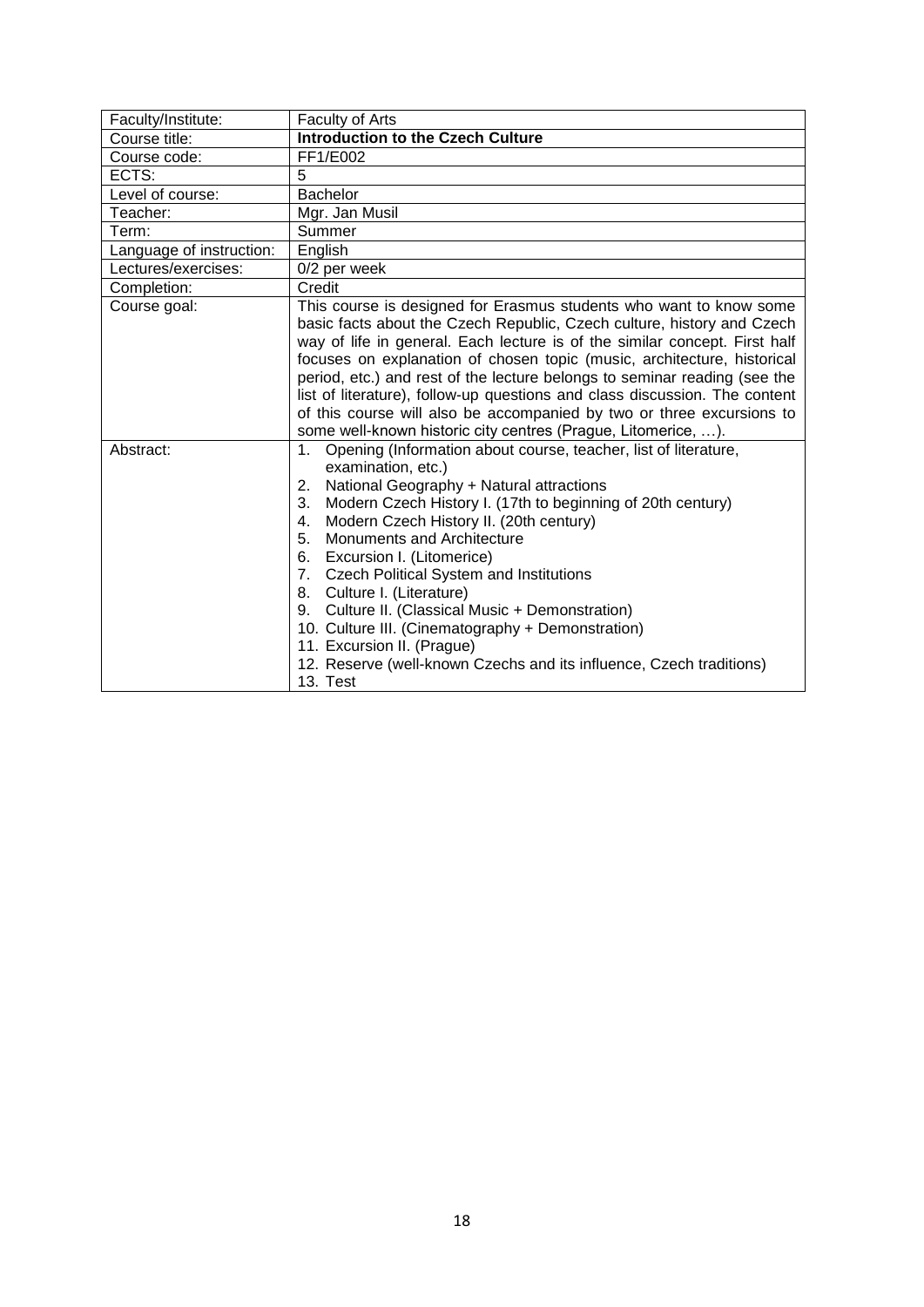| | |
|---|---|
| Faculty/Institute: | Faculty of Arts |
| Course title: | **Introduction to the Czech Culture** |
| Course code: | FF1/E002 |
| ECTS: | 5 |
| Level of course: | Bachelor |
| Teacher: | Mgr. Jan Musil |
| Term: | Summer |
| Language of instruction: | English |
| Lectures/exercises: | 0/2 per week |
| Completion: | Credit |
| Course goal: | This course is designed for Erasmus students who want to know some basic facts about the Czech Republic, Czech culture, history and Czech way of life in general. Each lecture is of the similar concept. First half focuses on explanation of chosen topic (music, architecture, historical period, etc.) and rest of the lecture belongs to seminar reading (see the list of literature), follow-up questions and class discussion. The content of this course will also be accompanied by two or three excursions to some well-known historic city centres (Prague, Litomerice, …). |
| Abstract: | 1. Opening (Information about course, teacher, list of literature, examination, etc.)<br>2. National Geography + Natural attractions<br>3. Modern Czech History I. (17th to beginning of 20th century)<br>4. Modern Czech History II. (20th century)<br>5. Monuments and Architecture<br>6. Excursion I. (Litomerice)<br>7. Czech Political System and Institutions<br>8. Culture I. (Literature)<br>9. Culture II. (Classical Music + Demonstration)<br>10. Culture III. (Cinematography + Demonstration)<br>11. Excursion II. (Prague)<br>12. Reserve (well-known Czechs and its influence, Czech traditions)<br>13. Test |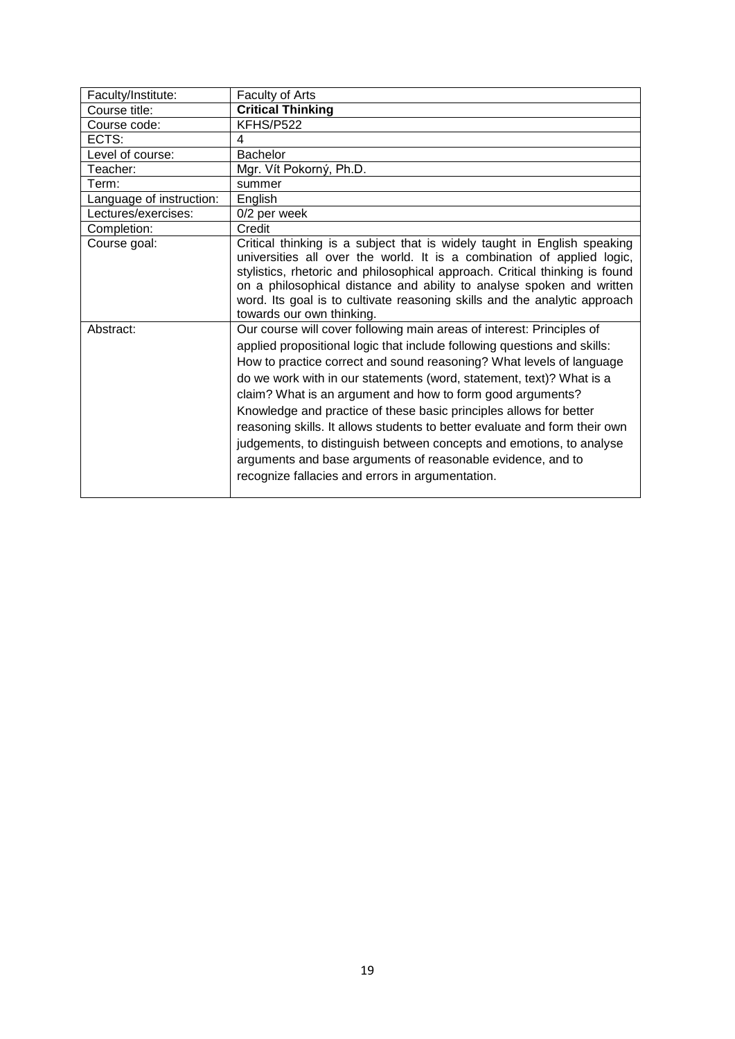| | |
|---|---|
| Faculty/Institute: | Faculty of Arts |
| Course title: | **Critical Thinking** |
| Course code: | KFHS/P522 |
| ECTS: | 4 |
| Level of course: | Bachelor |
| Teacher: | Mgr. Vít Pokorný, Ph.D. |
| Term: | summer |
| Language of instruction: | English |
| Lectures/exercises: | 0/2 per week |
| Completion: | Credit |
| Course goal: | Critical thinking is a subject that is widely taught in English speaking universities all over the world. It is a combination of applied logic, stylistics, rhetoric and philosophical approach. Critical thinking is found on a philosophical distance and ability to analyse spoken and written word. Its goal is to cultivate reasoning skills and the analytic approach towards our own thinking. |
| Abstract: | Our course will cover following main areas of interest: Principles of applied propositional logic that include following questions and skills: How to practice correct and sound reasoning? What levels of language do we work with in our statements (word, statement, text)? What is a claim? What is an argument and how to form good arguments? Knowledge and practice of these basic principles allows for better reasoning skills. It allows students to better evaluate and form their own judgements, to distinguish between concepts and emotions, to analyse arguments and base arguments of reasonable evidence, and to recognize fallacies and errors in argumentation. |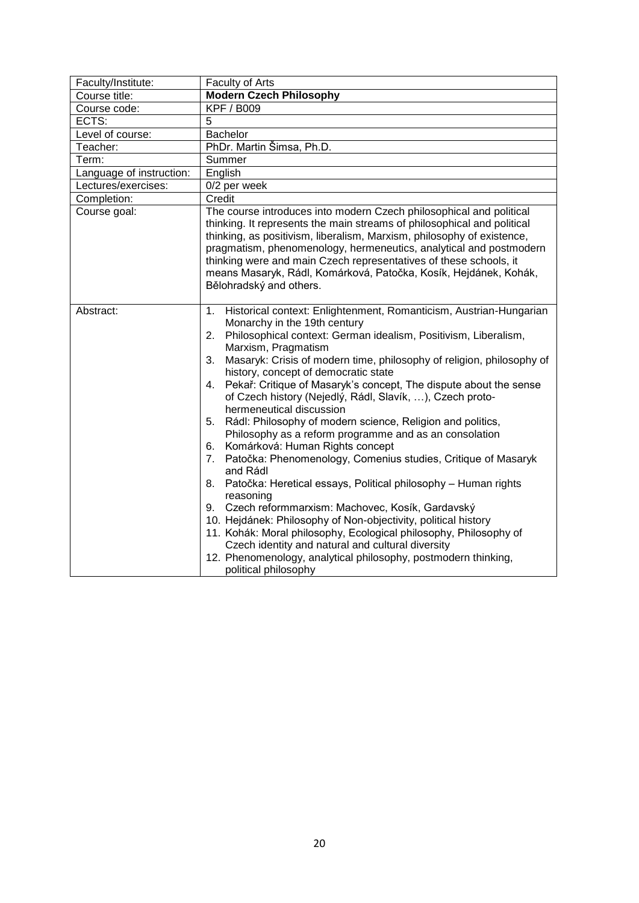| | |
|---|---|
| Faculty/Institute: | Faculty of Arts |
| Course title: | **Modern Czech Philosophy** |
| Course code: | KPF / B009 |
| ECTS: | 5 |
| Level of course: | Bachelor |
| Teacher: | PhDr. Martin Šimsa, Ph.D. |
| Term: | Summer |
| Language of instruction: | English |
| Lectures/exercises: | 0/2 per week |
| Completion: | Credit |
| Course goal: | The course introduces into modern Czech philosophical and political thinking. It represents the main streams of philosophical and political thinking, as positivism, liberalism, Marxism, philosophy of existence, pragmatism, phenomenology, hermeneutics, analytical and postmodern thinking were and main Czech representatives of these schools, it means Masaryk, Rádl, Komárková, Patočka, Kosík, Hejdánek, Kohák, Bělohradský and others. |
| Abstract: | 1. Historical context: Enlightenment, Romanticism, Austrian-Hungarian Monarchy in the 19th century<br>2. Philosophical context: German idealism, Positivism, Liberalism, Marxism, Pragmatism<br>3. Masaryk: Crisis of modern time, philosophy of religion, philosophy of history, concept of democratic state<br>4. Pekař: Critique of Masaryk's concept, The dispute about the sense of Czech history (Nejedlý, Rádl, Slavík, …), Czech proto-hermeneutical discussion<br>5. Rádl: Philosophy of modern science, Religion and politics, Philosophy as a reform programme and as an consolation<br>6. Komárková: Human Rights concept<br>7. Patočka: Phenomenology, Comenius studies, Critique of Masaryk and Rádl<br>8. Patočka: Heretical essays, Political philosophy – Human rights reasoning<br>9. Czech reformmarxism: Machovec, Kosík, Gardavský<br>10. Hejdánek: Philosophy of Non-objectivity, political history<br>11. Kohák: Moral philosophy, Ecological philosophy, Philosophy of Czech identity and natural and cultural diversity<br>12. Phenomenology, analytical philosophy, postmodern thinking, political philosophy |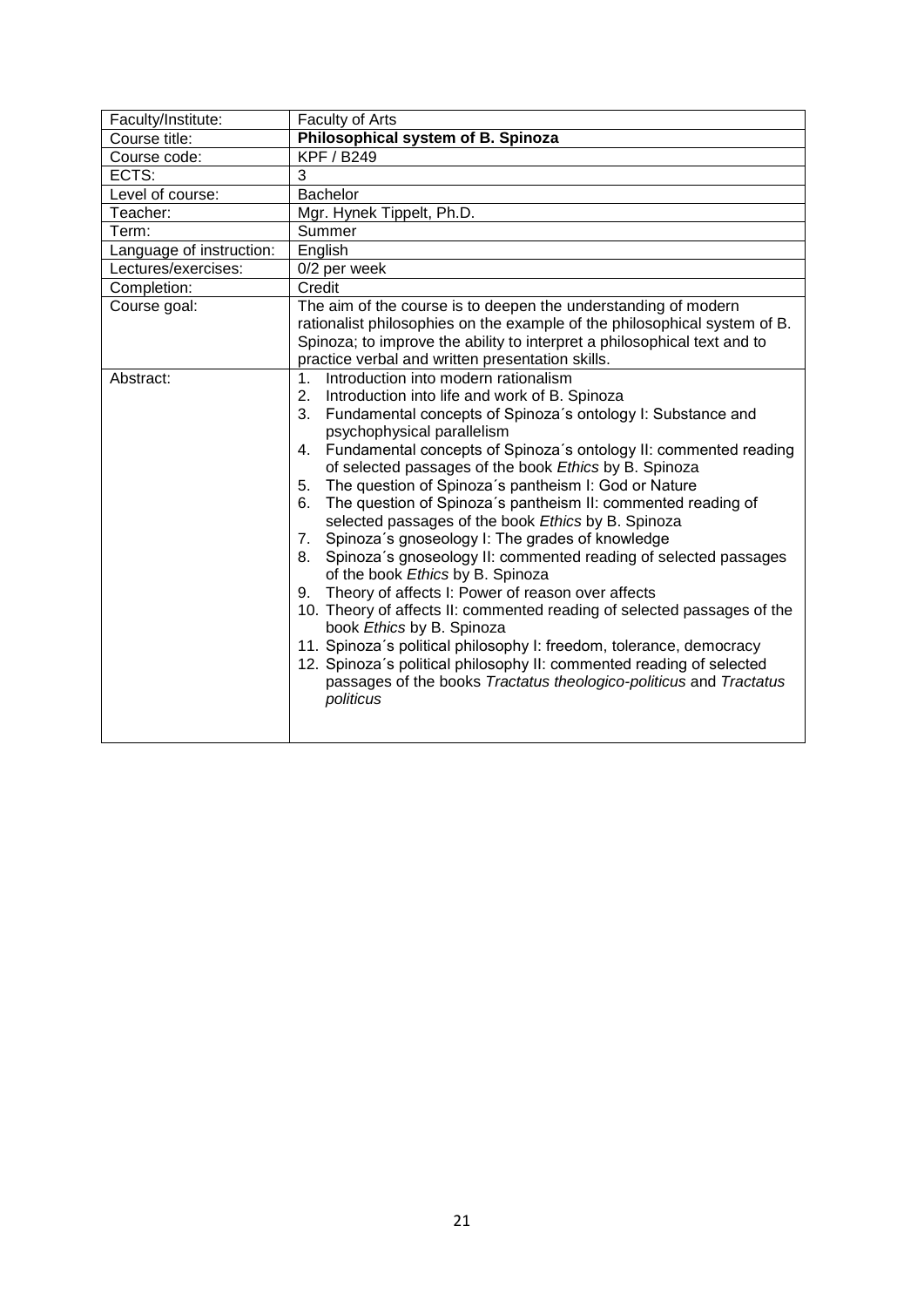| | |
|---|---|
| Faculty/Institute: | Faculty of Arts |
| Course title: | **Philosophical system of B. Spinoza** |
| Course code: | KPF / B249 |
| ECTS: | 3 |
| Level of course: | Bachelor |
| Teacher: | Mgr. Hynek Tippelt, Ph.D. |
| Term: | Summer |
| Language of instruction: | English |
| Lectures/exercises: | 0/2 per week |
| Completion: | Credit |
| Course goal: | The aim of the course is to deepen the understanding of modern rationalist philosophies on the example of the philosophical system of B. Spinoza; to improve the ability to interpret a philosophical text and to practice verbal and written presentation skills. |
| Abstract: | 1. Introduction into modern rationalism<br>2. Introduction into life and work of B. Spinoza<br>3. Fundamental concepts of Spinoza´s ontology I: Substance and psychophysical parallelism<br>4. Fundamental concepts of Spinoza´s ontology II: commented reading of selected passages of the book *Ethics* by B. Spinoza<br>5. The question of Spinoza´s pantheism I: God or Nature<br>6. The question of Spinoza´s pantheism II: commented reading of selected passages of the book *Ethics* by B. Spinoza<br>7. Spinoza´s gnoseology I: The grades of knowledge<br>8. Spinoza´s gnoseology II: commented reading of selected passages of the book *Ethics* by B. Spinoza<br>9. Theory of affects I: Power of reason over affects<br>10. Theory of affects II: commented reading of selected passages of the book *Ethics* by B. Spinoza<br>11. Spinoza´s political philosophy I: freedom, tolerance, democracy<br>12. Spinoza´s political philosophy II: commented reading of selected passages of the books *Tractatus theologico-politicus* and *Tractatus politicus* |